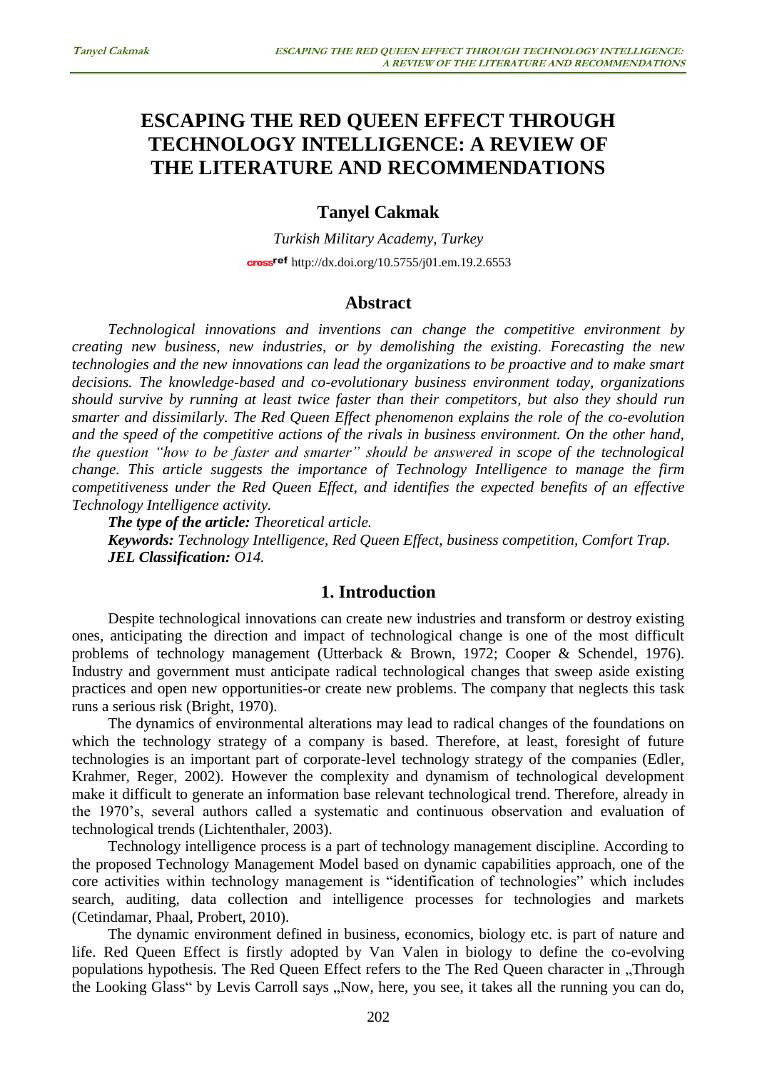# ESCAPING THE RED QUEEN EFFECT THROUGH TECHNOLOGY INTELLIGENCE: A REVIEW OF THE LITERATURE AND RECOMMENDATIONS

**Tanyel Cakmak**

*Turkish Military Academy, Turkey*

http://dx.doi.org/10.5755/j01.em.19.2.6553

## Abstract

*Technological innovations and inventions can change the competitive environment by creating new business, new industries, or by demolishing the existing. Forecasting the new technologies and the new innovations can lead the organizations to be proactive and to make smart decisions. The knowledge-based and co-evolutionary business environment today, organizations should survive by running at least twice faster than their competitors, but also they should run smarter and dissimilarly. The Red Queen Effect phenomenon explains the role of the co-evolution and the speed of the competitive actions of the rivals in business environment. On the other hand, the question "how to be faster and smarter" should be answered in scope of the technological change. This article suggests the importance of Technology Intelligence to manage the firm competitiveness under the Red Queen Effect, and identifies the expected benefits of an effective Technology Intelligence activity.*

***The type of the article:*** *Theoretical article.*

***Keywords:*** *Technology Intelligence, Red Queen Effect, business competition, Comfort Trap.*

***JEL Classification:*** *O14.*

## 1. Introduction

Despite technological innovations can create new industries and transform or destroy existing ones, anticipating the direction and impact of technological change is one of the most difficult problems of technology management (Utterback & Brown, 1972; Cooper & Schendel, 1976). Industry and government must anticipate radical technological changes that sweep aside existing practices and open new opportunities-or create new problems. The company that neglects this task runs a serious risk (Bright, 1970).

The dynamics of environmental alterations may lead to radical changes of the foundations on which the technology strategy of a company is based. Therefore, at least, foresight of future technologies is an important part of corporate-level technology strategy of the companies (Edler, Krahmer, Reger, 2002). However the complexity and dynamism of technological development make it difficult to generate an information base relevant technological trend. Therefore, already in the 1970's, several authors called a systematic and continuous observation and evaluation of technological trends (Lichtenthaler, 2003).

Technology intelligence process is a part of technology management discipline. According to the proposed Technology Management Model based on dynamic capabilities approach, one of the core activities within technology management is "identification of technologies" which includes search, auditing, data collection and intelligence processes for technologies and markets (Cetindamar, Phaal, Probert, 2010).

The dynamic environment defined in business, economics, biology etc. is part of nature and life. Red Queen Effect is firstly adopted by Van Valen in biology to define the co-evolving populations hypothesis. The Red Queen Effect refers to the The Red Queen character in „Through the Looking Glass" by Levis Carroll says „Now, here, you see, it takes all the running you can do,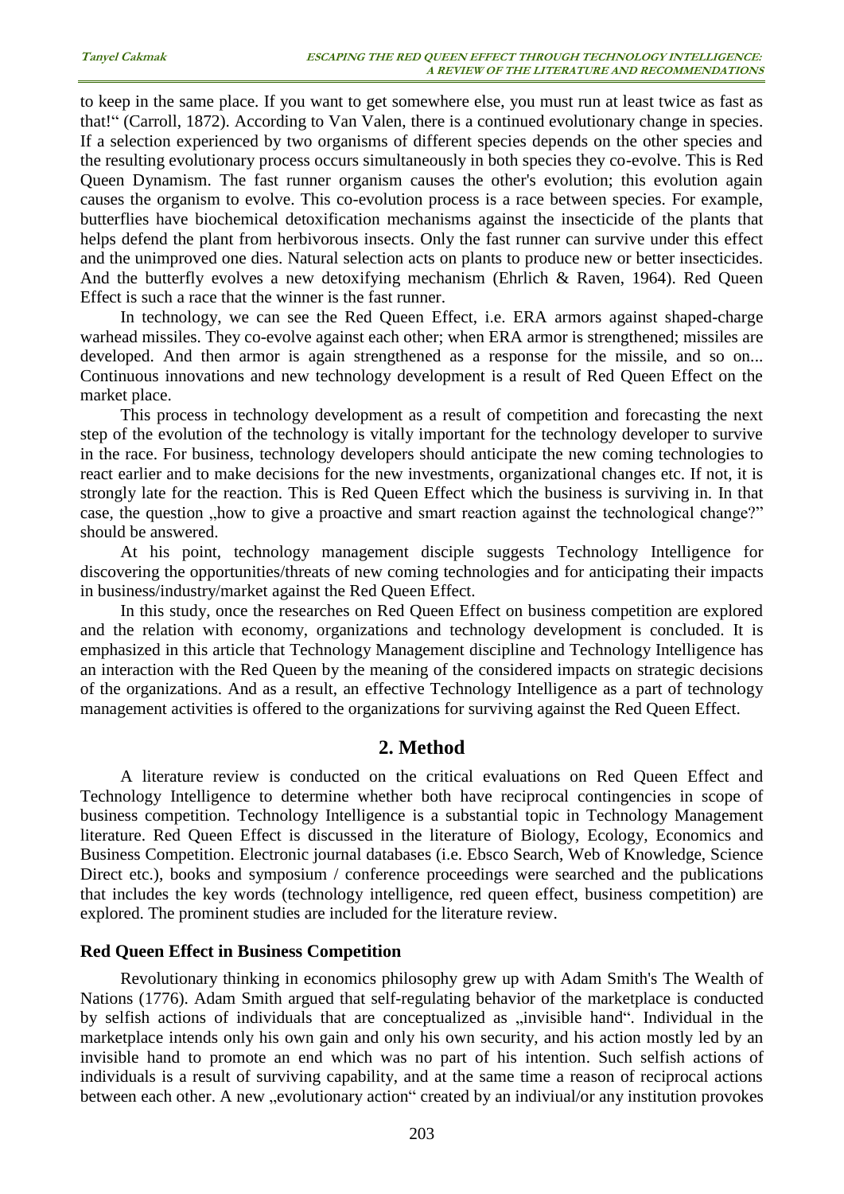to keep in the same place. If you want to get somewhere else, you must run at least twice as fast as that!" (Carroll, 1872). According to Van Valen, there is a continued evolutionary change in species. If a selection experienced by two organisms of different species depends on the other species and the resulting evolutionary process occurs simultaneously in both species they co-evolve. This is Red Queen Dynamism. The fast runner organism causes the other's evolution; this evolution again causes the organism to evolve. This co-evolution process is a race between species. For example, butterflies have biochemical detoxification mechanisms against the insecticide of the plants that helps defend the plant from herbivorous insects. Only the fast runner can survive under this effect and the unimproved one dies. Natural selection acts on plants to produce new or better insecticides. And the butterfly evolves a new detoxifying mechanism (Ehrlich & Raven, 1964). Red Queen Effect is such a race that the winner is the fast runner.

In technology, we can see the Red Queen Effect, i.e. ERA armors against shaped-charge warhead missiles. They co-evolve against each other; when ERA armor is strengthened; missiles are developed. And then armor is again strengthened as a response for the missile, and so on... Continuous innovations and new technology development is a result of Red Queen Effect on the market place.

This process in technology development as a result of competition and forecasting the next step of the evolution of the technology is vitally important for the technology developer to survive in the race. For business, technology developers should anticipate the new coming technologies to react earlier and to make decisions for the new investments, organizational changes etc. If not, it is strongly late for the reaction. This is Red Queen Effect which the business is surviving in. In that case, the question „how to give a proactive and smart reaction against the technological change?" should be answered.

At his point, technology management disciple suggests Technology Intelligence for discovering the opportunities/threats of new coming technologies and for anticipating their impacts in business/industry/market against the Red Queen Effect.

In this study, once the researches on Red Queen Effect on business competition are explored and the relation with economy, organizations and technology development is concluded. It is emphasized in this article that Technology Management discipline and Technology Intelligence has an interaction with the Red Queen by the meaning of the considered impacts on strategic decisions of the organizations. And as a result, an effective Technology Intelligence as a part of technology management activities is offered to the organizations for surviving against the Red Queen Effect.

## 2. Method

A literature review is conducted on the critical evaluations on Red Queen Effect and Technology Intelligence to determine whether both have reciprocal contingencies in scope of business competition. Technology Intelligence is a substantial topic in Technology Management literature. Red Queen Effect is discussed in the literature of Biology, Ecology, Economics and Business Competition. Electronic journal databases (i.e. Ebsco Search, Web of Knowledge, Science Direct etc.), books and symposium / conference proceedings were searched and the publications that includes the key words (technology intelligence, red queen effect, business competition) are explored. The prominent studies are included for the literature review.

### Red Queen Effect in Business Competition

Revolutionary thinking in economics philosophy grew up with Adam Smith's The Wealth of Nations (1776). Adam Smith argued that self-regulating behavior of the marketplace is conducted by selfish actions of individuals that are conceptualized as „invisible hand". Individual in the marketplace intends only his own gain and only his own security, and his action mostly led by an invisible hand to promote an end which was no part of his intention. Such selfish actions of individuals is a result of surviving capability, and at the same time a reason of reciprocal actions between each other. A new „evolutionary action" created by an indiviual/or any institution provokes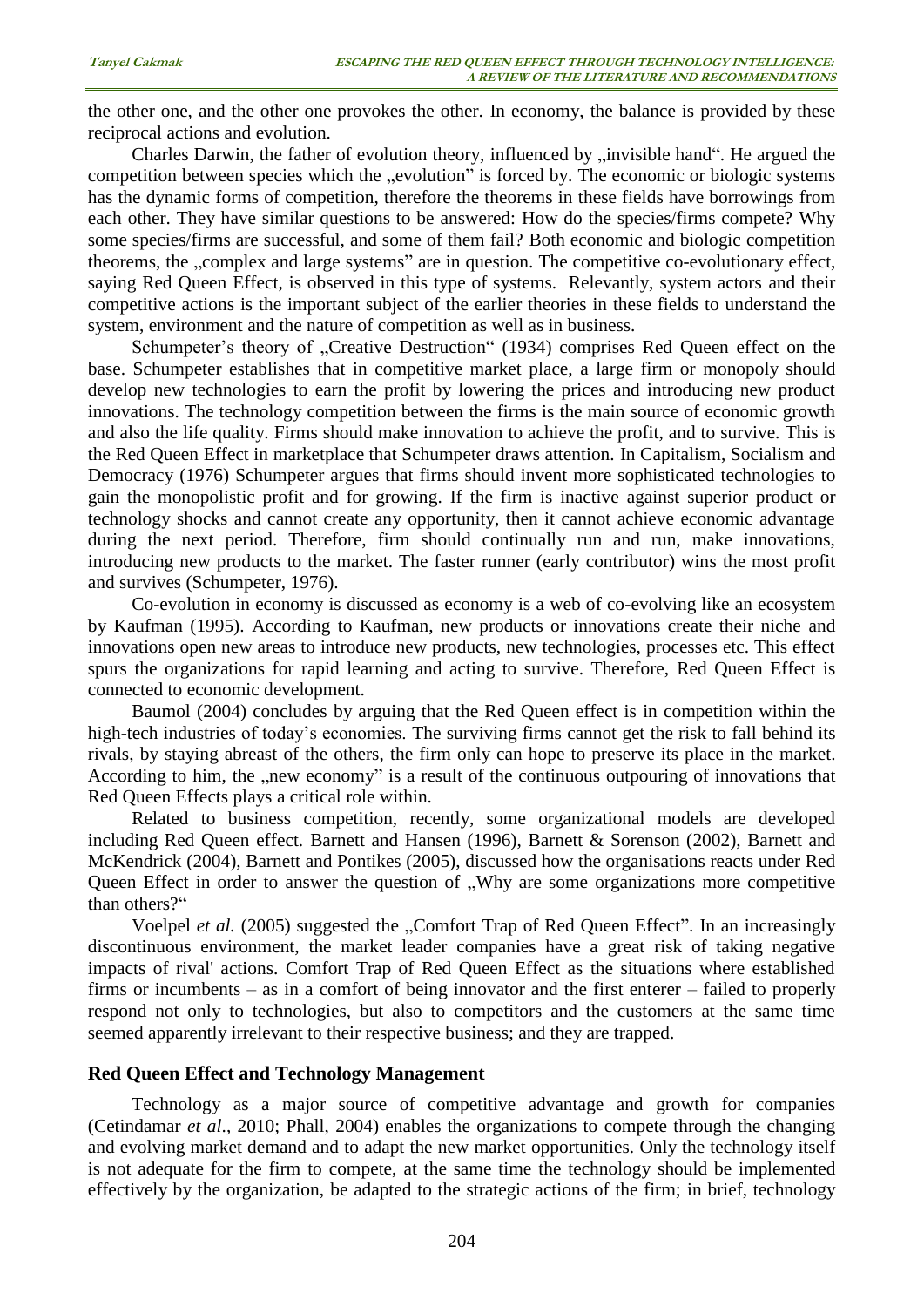the other one, and the other one provokes the other. In economy, the balance is provided by these reciprocal actions and evolution.

Charles Darwin, the father of evolution theory, influenced by „invisible hand". He argued the competition between species which the „evolution" is forced by. The economic or biologic systems has the dynamic forms of competition, therefore the theorems in these fields have borrowings from each other. They have similar questions to be answered: How do the species/firms compete? Why some species/firms are successful, and some of them fail? Both economic and biologic competition theorems, the „complex and large systems" are in question. The competitive co-evolutionary effect, saying Red Queen Effect, is observed in this type of systems. Relevantly, system actors and their competitive actions is the important subject of the earlier theories in these fields to understand the system, environment and the nature of competition as well as in business.

Schumpeter's theory of „Creative Destruction" (1934) comprises Red Queen effect on the base. Schumpeter establishes that in competitive market place, a large firm or monopoly should develop new technologies to earn the profit by lowering the prices and introducing new product innovations. The technology competition between the firms is the main source of economic growth and also the life quality. Firms should make innovation to achieve the profit, and to survive. This is the Red Queen Effect in marketplace that Schumpeter draws attention. In Capitalism, Socialism and Democracy (1976) Schumpeter argues that firms should invent more sophisticated technologies to gain the monopolistic profit and for growing. If the firm is inactive against superior product or technology shocks and cannot create any opportunity, then it cannot achieve economic advantage during the next period. Therefore, firm should continually run and run, make innovations, introducing new products to the market. The faster runner (early contributor) wins the most profit and survives (Schumpeter, 1976).

Co-evolution in economy is discussed as economy is a web of co-evolving like an ecosystem by Kaufman (1995). According to Kaufman, new products or innovations create their niche and innovations open new areas to introduce new products, new technologies, processes etc. This effect spurs the organizations for rapid learning and acting to survive. Therefore, Red Queen Effect is connected to economic development.

Baumol (2004) concludes by arguing that the Red Queen effect is in competition within the high-tech industries of today's economies. The surviving firms cannot get the risk to fall behind its rivals, by staying abreast of the others, the firm only can hope to preserve its place in the market. According to him, the „new economy" is a result of the continuous outpouring of innovations that Red Queen Effects plays a critical role within.

Related to business competition, recently, some organizational models are developed including Red Queen effect. Barnett and Hansen (1996), Barnett & Sorenson (2002), Barnett and McKendrick (2004), Barnett and Pontikes (2005), discussed how the organisations reacts under Red Queen Effect in order to answer the question of „Why are some organizations more competitive than others?"

Voelpel *et al.* (2005) suggested the „Comfort Trap of Red Queen Effect". In an increasingly discontinuous environment, the market leader companies have a great risk of taking negative impacts of rival' actions. Comfort Trap of Red Queen Effect as the situations where established firms or incumbents – as in a comfort of being innovator and the first enterer – failed to properly respond not only to technologies, but also to competitors and the customers at the same time seemed apparently irrelevant to their respective business; and they are trapped.

## Red Queen Effect and Technology Management

Technology as a major source of competitive advantage and growth for companies (Cetindamar *et al.*, 2010; Phall, 2004) enables the organizations to compete through the changing and evolving market demand and to adapt the new market opportunities. Only the technology itself is not adequate for the firm to compete, at the same time the technology should be implemented effectively by the organization, be adapted to the strategic actions of the firm; in brief, technology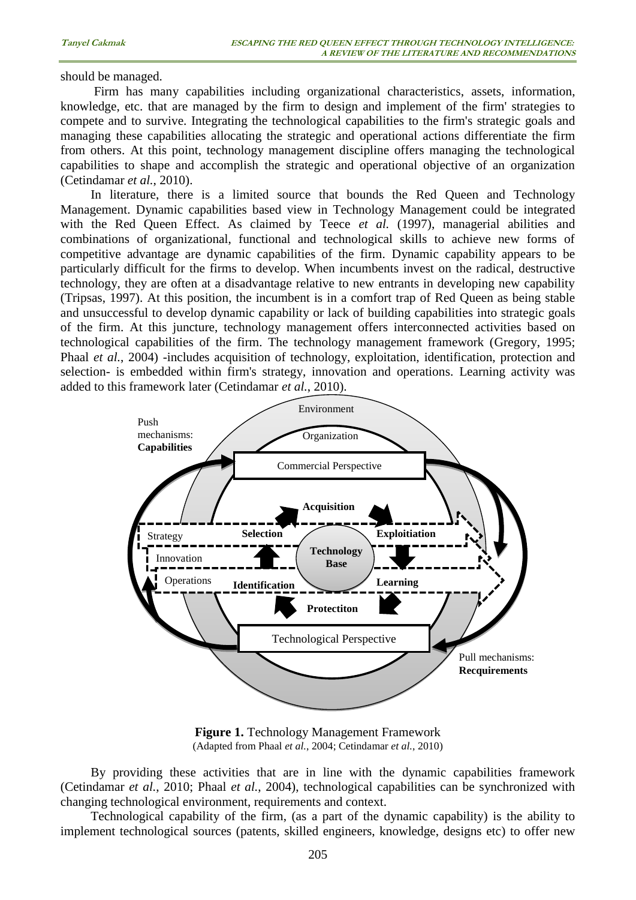should be managed.

Firm has many capabilities including organizational characteristics, assets, information, knowledge, etc. that are managed by the firm to design and implement of the firm' strategies to compete and to survive. Integrating the technological capabilities to the firm's strategic goals and managing these capabilities allocating the strategic and operational actions differentiate the firm from others. At this point, technology management discipline offers managing the technological capabilities to shape and accomplish the strategic and operational objective of an organization (Cetindamar *et al.*, 2010).

In literature, there is a limited source that bounds the Red Queen and Technology Management. Dynamic capabilities based view in Technology Management could be integrated with the Red Queen Effect. As claimed by Teece *et al.* (1997), managerial abilities and combinations of organizational, functional and technological skills to achieve new forms of competitive advantage are dynamic capabilities of the firm. Dynamic capability appears to be particularly difficult for the firms to develop. When incumbents invest on the radical, destructive technology, they are often at a disadvantage relative to new entrants in developing new capability (Tripsas, 1997). At this position, the incumbent is in a comfort trap of Red Queen as being stable and unsuccessful to develop dynamic capability or lack of building capabilities into strategic goals of the firm. At this juncture, technology management offers interconnected activities based on technological capabilities of the firm. The technology management framework (Gregory, 1995; Phaal *et al.*, 2004) -includes acquisition of technology, exploitation, identification, protection and selection- is embedded within firm's strategy, innovation and operations. Learning activity was added to this framework later (Cetindamar *et al.*, 2010).

**Figure 1.** Technology Management Framework
(Adapted from Phaal *et al.*, 2004; Cetindamar *et al.*, 2010)

By providing these activities that are in line with the dynamic capabilities framework (Cetindamar *et al.*, 2010; Phaal *et al.*, 2004), technological capabilities can be synchronized with changing technological environment, requirements and context.

Technological capability of the firm, (as a part of the dynamic capability) is the ability to implement technological sources (patents, skilled engineers, knowledge, designs etc) to offer new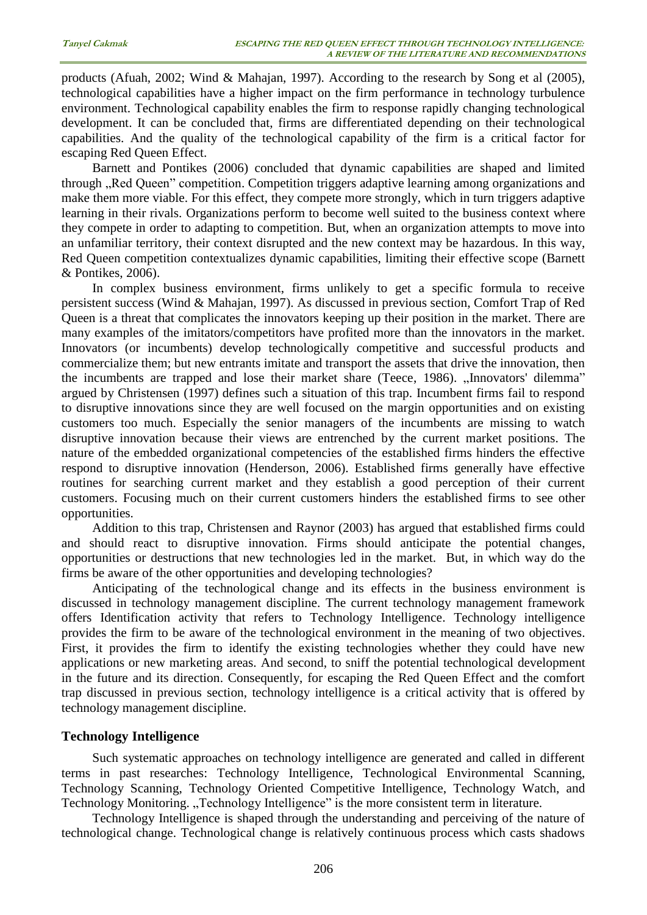products (Afuah, 2002; Wind & Mahajan, 1997). According to the research by Song et al (2005), technological capabilities have a higher impact on the firm performance in technology turbulence environment. Technological capability enables the firm to response rapidly changing technological development. It can be concluded that, firms are differentiated depending on their technological capabilities. And the quality of the technological capability of the firm is a critical factor for escaping Red Queen Effect.

Barnett and Pontikes (2006) concluded that dynamic capabilities are shaped and limited through „Red Queen" competition. Competition triggers adaptive learning among organizations and make them more viable. For this effect, they compete more strongly, which in turn triggers adaptive learning in their rivals. Organizations perform to become well suited to the business context where they compete in order to adapting to competition. But, when an organization attempts to move into an unfamiliar territory, their context disrupted and the new context may be hazardous. In this way, Red Queen competition contextualizes dynamic capabilities, limiting their effective scope (Barnett & Pontikes, 2006).

In complex business environment, firms unlikely to get a specific formula to receive persistent success (Wind & Mahajan, 1997). As discussed in previous section, Comfort Trap of Red Queen is a threat that complicates the innovators keeping up their position in the market. There are many examples of the imitators/competitors have profited more than the innovators in the market. Innovators (or incumbents) develop technologically competitive and successful products and commercialize them; but new entrants imitate and transport the assets that drive the innovation, then the incumbents are trapped and lose their market share (Teece, 1986). „Innovators' dilemma" argued by Christensen (1997) defines such a situation of this trap. Incumbent firms fail to respond to disruptive innovations since they are well focused on the margin opportunities and on existing customers too much. Especially the senior managers of the incumbents are missing to watch disruptive innovation because their views are entrenched by the current market positions. The nature of the embedded organizational competencies of the established firms hinders the effective respond to disruptive innovation (Henderson, 2006). Established firms generally have effective routines for searching current market and they establish a good perception of their current customers. Focusing much on their current customers hinders the established firms to see other opportunities.

Addition to this trap, Christensen and Raynor (2003) has argued that established firms could and should react to disruptive innovation. Firms should anticipate the potential changes, opportunities or destructions that new technologies led in the market. But, in which way do the firms be aware of the other opportunities and developing technologies?

Anticipating of the technological change and its effects in the business environment is discussed in technology management discipline. The current technology management framework offers Identification activity that refers to Technology Intelligence. Technology intelligence provides the firm to be aware of the technological environment in the meaning of two objectives. First, it provides the firm to identify the existing technologies whether they could have new applications or new marketing areas. And second, to sniff the potential technological development in the future and its direction. Consequently, for escaping the Red Queen Effect and the comfort trap discussed in previous section, technology intelligence is a critical activity that is offered by technology management discipline.

## Technology Intelligence

Such systematic approaches on technology intelligence are generated and called in different terms in past researches: Technology Intelligence, Technological Environmental Scanning, Technology Scanning, Technology Oriented Competitive Intelligence, Technology Watch, and Technology Monitoring. „Technology Intelligence" is the more consistent term in literature.

Technology Intelligence is shaped through the understanding and perceiving of the nature of technological change. Technological change is relatively continuous process which casts shadows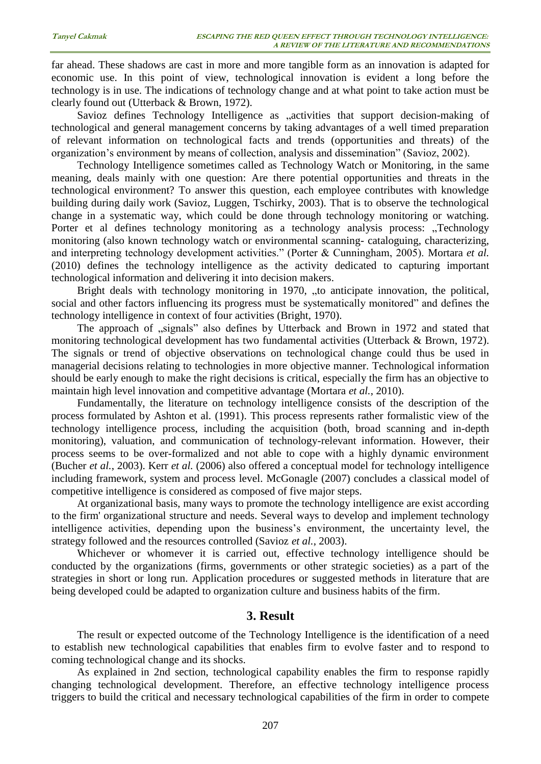far ahead. These shadows are cast in more and more tangible form as an innovation is adapted for economic use. In this point of view, technological innovation is evident a long before the technology is in use. The indications of technology change and at what point to take action must be clearly found out (Utterback & Brown, 1972).

Savioz defines Technology Intelligence as „activities that support decision-making of technological and general management concerns by taking advantages of a well timed preparation of relevant information on technological facts and trends (opportunities and threats) of the organization's environment by means of collection, analysis and dissemination" (Savioz, 2002).

Technology Intelligence sometimes called as Technology Watch or Monitoring, in the same meaning, deals mainly with one question: Are there potential opportunities and threats in the technological environment? To answer this question, each employee contributes with knowledge building during daily work (Savioz, Luggen, Tschirky, 2003). That is to observe the technological change in a systematic way, which could be done through technology monitoring or watching. Porter et al defines technology monitoring as a technology analysis process: „Technology monitoring (also known technology watch or environmental scanning- cataloguing, characterizing, and interpreting technology development activities." (Porter & Cunningham, 2005). Mortara *et al.* (2010) defines the technology intelligence as the activity dedicated to capturing important technological information and delivering it into decision makers.

Bright deals with technology monitoring in 1970, „to anticipate innovation, the political, social and other factors influencing its progress must be systematically monitored" and defines the technology intelligence in context of four activities (Bright, 1970).

The approach of „signals" also defines by Utterback and Brown in 1972 and stated that monitoring technological development has two fundamental activities (Utterback & Brown, 1972). The signals or trend of objective observations on technological change could thus be used in managerial decisions relating to technologies in more objective manner. Technological information should be early enough to make the right decisions is critical, especially the firm has an objective to maintain high level innovation and competitive advantage (Mortara *et al.*, 2010).

Fundamentally, the literature on technology intelligence consists of the description of the process formulated by Ashton et al. (1991). This process represents rather formalistic view of the technology intelligence process, including the acquisition (both, broad scanning and in-depth monitoring), valuation, and communication of technology-relevant information. However, their process seems to be over-formalized and not able to cope with a highly dynamic environment (Bucher *et al.*, 2003). Kerr *et al.* (2006) also offered a conceptual model for technology intelligence including framework, system and process level. McGonagle (2007) concludes a classical model of competitive intelligence is considered as composed of five major steps.

At organizational basis, many ways to promote the technology intelligence are exist according to the firm' organizational structure and needs. Several ways to develop and implement technology intelligence activities, depending upon the business's environment, the uncertainty level, the strategy followed and the resources controlled (Savioz *et al.*, 2003).

Whichever or whomever it is carried out, effective technology intelligence should be conducted by the organizations (firms, governments or other strategic societies) as a part of the strategies in short or long run. Application procedures or suggested methods in literature that are being developed could be adapted to organization culture and business habits of the firm.

## 3. Result

The result or expected outcome of the Technology Intelligence is the identification of a need to establish new technological capabilities that enables firm to evolve faster and to respond to coming technological change and its shocks.

As explained in 2nd section, technological capability enables the firm to response rapidly changing technological development. Therefore, an effective technology intelligence process triggers to build the critical and necessary technological capabilities of the firm in order to compete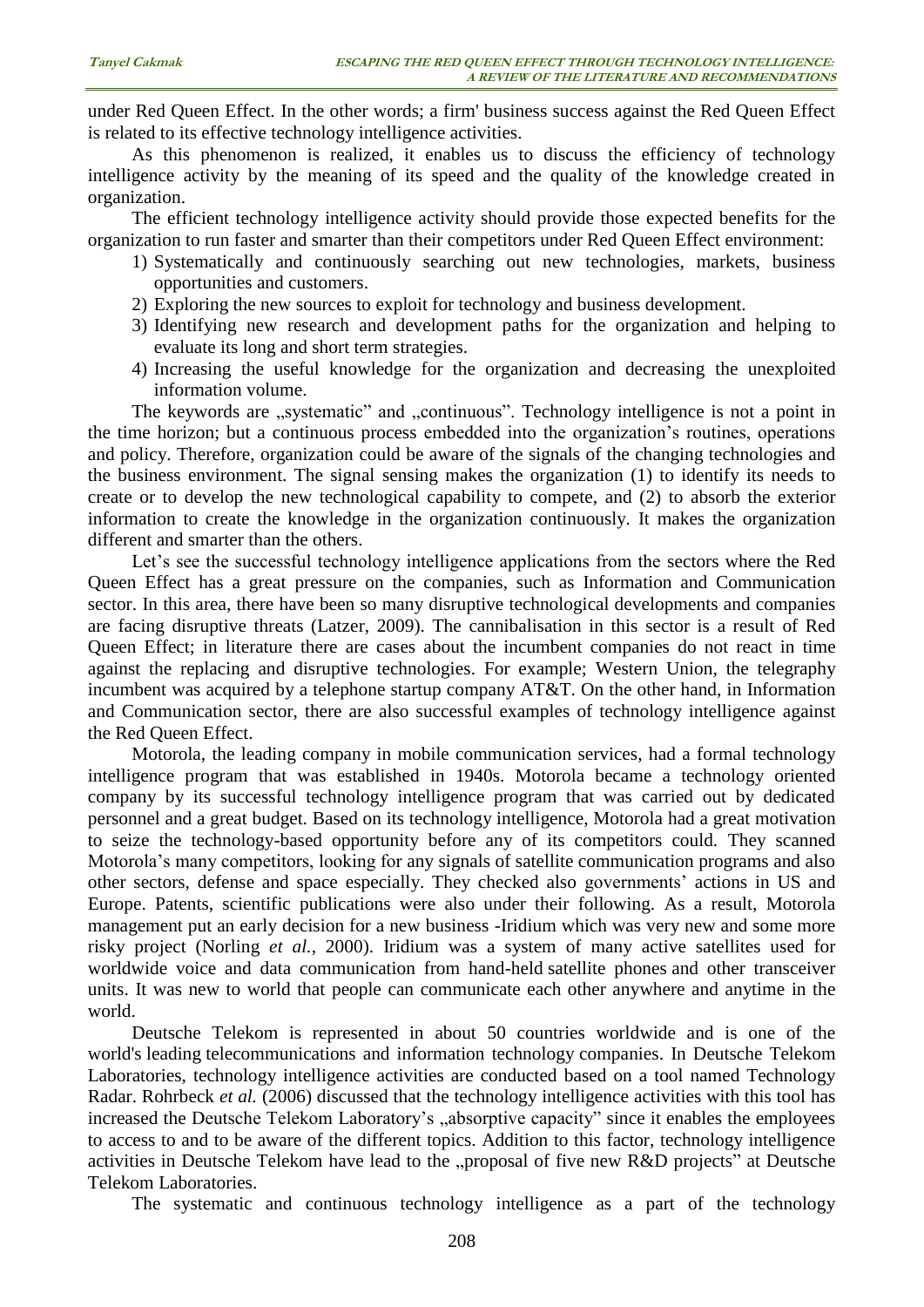under Red Queen Effect. In the other words; a firm' business success against the Red Queen Effect is related to its effective technology intelligence activities.

As this phenomenon is realized, it enables us to discuss the efficiency of technology intelligence activity by the meaning of its speed and the quality of the knowledge created in organization.

The efficient technology intelligence activity should provide those expected benefits for the organization to run faster and smarter than their competitors under Red Queen Effect environment:

1) Systematically and continuously searching out new technologies, markets, business opportunities and customers.
2) Exploring the new sources to exploit for technology and business development.
3) Identifying new research and development paths for the organization and helping to evaluate its long and short term strategies.
4) Increasing the useful knowledge for the organization and decreasing the unexploited information volume.

The keywords are „systematic" and „continuous". Technology intelligence is not a point in the time horizon; but a continuous process embedded into the organization's routines, operations and policy. Therefore, organization could be aware of the signals of the changing technologies and the business environment. The signal sensing makes the organization (1) to identify its needs to create or to develop the new technological capability to compete, and (2) to absorb the exterior information to create the knowledge in the organization continuously. It makes the organization different and smarter than the others.

Let's see the successful technology intelligence applications from the sectors where the Red Queen Effect has a great pressure on the companies, such as Information and Communication sector. In this area, there have been so many disruptive technological developments and companies are facing disruptive threats (Latzer, 2009). The cannibalisation in this sector is a result of Red Queen Effect; in literature there are cases about the incumbent companies do not react in time against the replacing and disruptive technologies. For example; Western Union, the telegraphy incumbent was acquired by a telephone startup company AT&T. On the other hand, in Information and Communication sector, there are also successful examples of technology intelligence against the Red Queen Effect.

Motorola, the leading company in mobile communication services, had a formal technology intelligence program that was established in 1940s. Motorola became a technology oriented company by its successful technology intelligence program that was carried out by dedicated personnel and a great budget. Based on its technology intelligence, Motorola had a great motivation to seize the technology-based opportunity before any of its competitors could. They scanned Motorola's many competitors, looking for any signals of satellite communication programs and also other sectors, defense and space especially. They checked also governments' actions in US and Europe. Patents, scientific publications were also under their following. As a result, Motorola management put an early decision for a new business -Iridium which was very new and some more risky project (Norling *et al.*, 2000). Iridium was a system of many active satellites used for worldwide voice and data communication from hand-held satellite phones and other transceiver units. It was new to world that people can communicate each other anywhere and anytime in the world.

Deutsche Telekom is represented in about 50 countries worldwide and is one of the world's leading telecommunications and information technology companies. In Deutsche Telekom Laboratories, technology intelligence activities are conducted based on a tool named Technology Radar. Rohrbeck *et al.* (2006) discussed that the technology intelligence activities with this tool has increased the Deutsche Telekom Laboratory's „absorptive capacity" since it enables the employees to access to and to be aware of the different topics. Addition to this factor, technology intelligence activities in Deutsche Telekom have lead to the „proposal of five new R&D projects" at Deutsche Telekom Laboratories.

The systematic and continuous technology intelligence as a part of the technology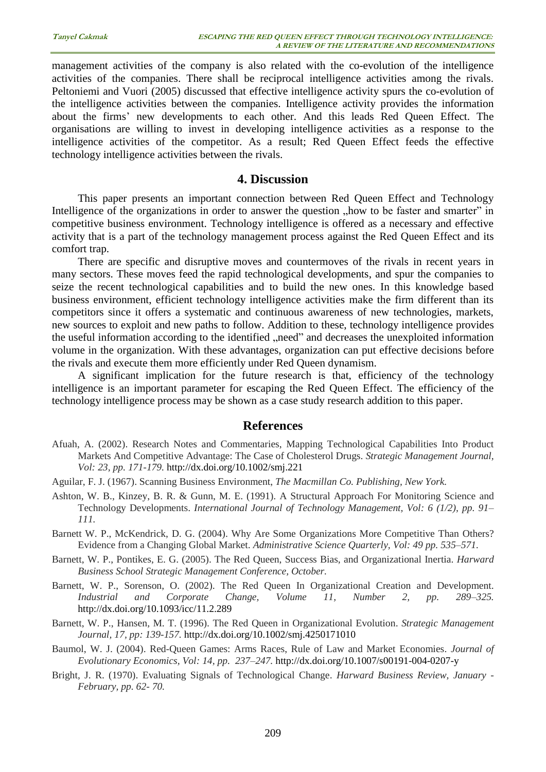management activities of the company is also related with the co-evolution of the intelligence activities of the companies. There shall be reciprocal intelligence activities among the rivals. Peltoniemi and Vuori (2005) discussed that effective intelligence activity spurs the co-evolution of the intelligence activities between the companies. Intelligence activity provides the information about the firms' new developments to each other. And this leads Red Queen Effect. The organisations are willing to invest in developing intelligence activities as a response to the intelligence activities of the competitor. As a result; Red Queen Effect feeds the effective technology intelligence activities between the rivals.

## 4. Discussion

This paper presents an important connection between Red Queen Effect and Technology Intelligence of the organizations in order to answer the question „how to be faster and smarter" in competitive business environment. Technology intelligence is offered as a necessary and effective activity that is a part of the technology management process against the Red Queen Effect and its comfort trap.

There are specific and disruptive moves and countermoves of the rivals in recent years in many sectors. These moves feed the rapid technological developments, and spur the companies to seize the recent technological capabilities and to build the new ones. In this knowledge based business environment, efficient technology intelligence activities make the firm different than its competitors since it offers a systematic and continuous awareness of new technologies, markets, new sources to exploit and new paths to follow. Addition to these, technology intelligence provides the useful information according to the identified „need" and decreases the unexploited information volume in the organization. With these advantages, organization can put effective decisions before the rivals and execute them more efficiently under Red Queen dynamism.

A significant implication for the future research is that, efficiency of the technology intelligence is an important parameter for escaping the Red Queen Effect. The efficiency of the technology intelligence process may be shown as a case study research addition to this paper.

## References

Afuah, A. (2002). Research Notes and Commentaries, Mapping Technological Capabilities Into Product Markets And Competitive Advantage: The Case of Cholesterol Drugs. *Strategic Management Journal, Vol: 23, pp. 171-179.* http://dx.doi.org/10.1002/smj.221

Aguilar, F. J. (1967). Scanning Business Environment, *The Macmillan Co. Publishing, New York.*

Ashton, W. B., Kinzey, B. R. & Gunn, M. E. (1991). A Structural Approach For Monitoring Science and Technology Developments. *International Journal of Technology Management, Vol: 6 (1/2), pp. 91–111.*

Barnett W. P., McKendrick, D. G. (2004). Why Are Some Organizations More Competitive Than Others? Evidence from a Changing Global Market. *Administrative Science Quarterly, Vol: 49 pp. 535–571.*

Barnett, W. P., Pontikes, E. G. (2005). The Red Queen, Success Bias, and Organizational Inertia. *Harward Business School Strategic Management Conference, October.*

Barnett, W. P., Sorenson, O. (2002). The Red Queen In Organizational Creation and Development. *Industrial and Corporate Change, Volume 11, Number 2, pp. 289–325.* http://dx.doi.org/10.1093/icc/11.2.289

Barnett, W. P., Hansen, M. T. (1996). The Red Queen in Organizational Evolution. *Strategic Management Journal, 17, pp: 139-157.* http://dx.doi.org/10.1002/smj.4250171010

Baumol, W. J. (2004). Red-Queen Games: Arms Races, Rule of Law and Market Economies. *Journal of Evolutionary Economics, Vol: 14, pp. 237–247.* http://dx.doi.org/10.1007/s00191-004-0207-y

Bright, J. R. (1970). Evaluating Signals of Technological Change. *Harward Business Review, January - February, pp. 62- 70.*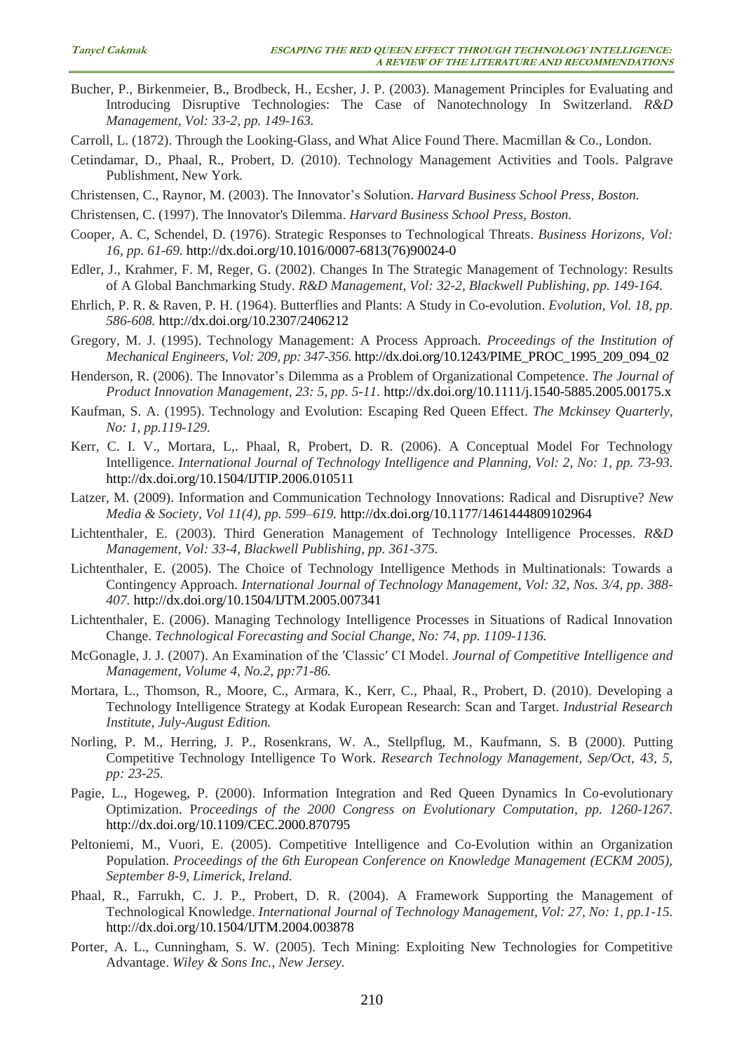Bucher, P., Birkenmeier, B., Brodbeck, H., Ecsher, J. P. (2003). Management Principles for Evaluating and Introducing Disruptive Technologies: The Case of Nanotechnology In Switzerland. *R&D Management, Vol: 33-2, pp. 149-163.*

Carroll, L. (1872). Through the Looking-Glass, and What Alice Found There. Macmillan & Co., London.

Cetindamar, D., Phaal, R., Probert, D. (2010). Technology Management Activities and Tools. Palgrave Publishment, New York.

Christensen, C., Raynor, M. (2003). The Innovator's Solution. *Harvard Business School Press, Boston.*

Christensen, C. (1997). The Innovator's Dilemma. *Harvard Business School Press, Boston.*

Cooper, A. C, Schendel, D. (1976). Strategic Responses to Technological Threats. *Business Horizons, Vol: 16, pp. 61-69.* http://dx.doi.org/10.1016/0007-6813(76)90024-0

Edler, J., Krahmer, F. M, Reger, G. (2002). Changes In The Strategic Management of Technology: Results of A Global Banchmarking Study. *R&D Management, Vol: 32-2, Blackwell Publishing, pp. 149-164.*

Ehrlich, P. R. & Raven, P. H. (1964). Butterflies and Plants: A Study in Co-evolution. *Evolution, Vol. 18, pp. 586-608.* http://dx.doi.org/10.2307/2406212

Gregory, M. J. (1995). Technology Management: A Process Approach. *Proceedings of the Institution of Mechanical Engineers, Vol: 209, pp: 347-356.* http://dx.doi.org/10.1243/PIME_PROC_1995_209_094_02

Henderson, R. (2006). The Innovator's Dilemma as a Problem of Organizational Competence. *The Journal of Product Innovation Management, 23: 5, pp. 5-11.* http://dx.doi.org/10.1111/j.1540-5885.2005.00175.x

Kaufman, S. A. (1995). Technology and Evolution: Escaping Red Queen Effect. *The Mckinsey Quarterly, No: 1, pp.119-129.*

Kerr, C. I. V., Mortara, L,. Phaal, R, Probert, D. R. (2006). A Conceptual Model For Technology Intelligence. *International Journal of Technology Intelligence and Planning, Vol: 2, No: 1, pp. 73-93.* http://dx.doi.org/10.1504/IJTIP.2006.010511

Latzer, M. (2009). Information and Communication Technology Innovations: Radical and Disruptive? *New Media & Society, Vol 11(4), pp. 599–619.* http://dx.doi.org/10.1177/1461444809102964

Lichtenthaler, E. (2003). Third Generation Management of Technology Intelligence Processes. *R&D Management, Vol: 33-4, Blackwell Publishing, pp. 361-375.*

Lichtenthaler, E. (2005). The Choice of Technology Intelligence Methods in Multinationals: Towards a Contingency Approach. *International Journal of Technology Management, Vol: 32, Nos. 3/4, pp. 388-407.* http://dx.doi.org/10.1504/IJTM.2005.007341

Lichtenthaler, E. (2006). Managing Technology Intelligence Processes in Situations of Radical Innovation Change. *Technological Forecasting and Social Change, No: 74, pp. 1109-1136.*

McGonagle, J. J. (2007). An Examination of the 'Classic' CI Model. *Journal of Competitive Intelligence and Management, Volume 4, No.2, pp:71-86.*

Mortara, L., Thomson, R., Moore, C., Armara, K., Kerr, C., Phaal, R., Probert, D. (2010). Developing a Technology Intelligence Strategy at Kodak European Research: Scan and Target. *Industrial Research Institute, July-August Edition.*

Norling, P. M., Herring, J. P., Rosenkrans, W. A., Stellpflug, M., Kaufmann, S. B (2000). Putting Competitive Technology Intelligence To Work. *Research Technology Management, Sep/Oct, 43, 5, pp: 23-25.*

Pagie, L., Hogeweg, P. (2000). Information Integration and Red Queen Dynamics In Co-evolutionary Optimization. *Proceedings of the 2000 Congress on Evolutionary Computation, pp. 1260-1267.* http://dx.doi.org/10.1109/CEC.2000.870795

Peltoniemi, M., Vuori, E. (2005). Competitive Intelligence and Co-Evolution within an Organization Population. *Proceedings of the 6th European Conference on Knowledge Management (ECKM 2005), September 8-9, Limerick, Ireland.*

Phaal, R., Farrukh, C. J. P., Probert, D. R. (2004). A Framework Supporting the Management of Technological Knowledge. *International Journal of Technology Management, Vol: 27, No: 1, pp.1-15.* http://dx.doi.org/10.1504/IJTM.2004.003878

Porter, A. L., Cunningham, S. W. (2005). Tech Mining: Exploiting New Technologies for Competitive Advantage. *Wiley & Sons Inc., New Jersey.*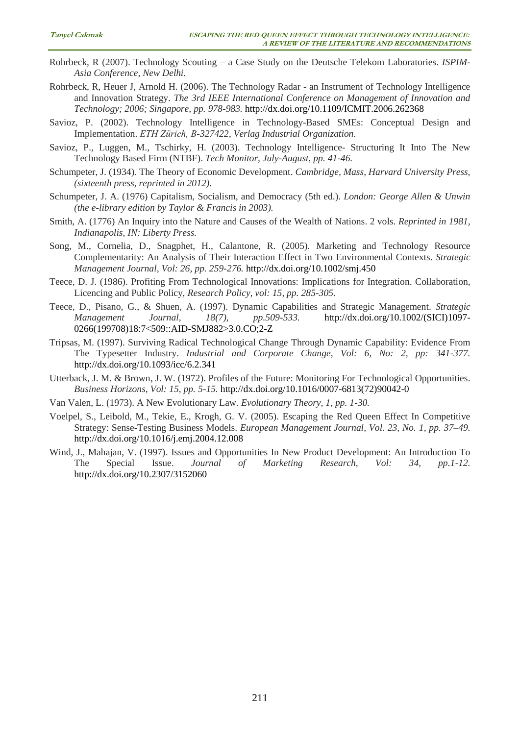Rohrbeck, R (2007). Technology Scouting – a Case Study on the Deutsche Telekom Laboratories. *ISPIM-Asia Conference, New Delhi.*

Rohrbeck, R, Heuer J, Arnold H. (2006). The Technology Radar - an Instrument of Technology Intelligence and Innovation Strategy. *The 3rd IEEE International Conference on Management of Innovation and Technology; 2006; Singapore, pp. 978-983.* http://dx.doi.org/10.1109/ICMIT.2006.262368

Savioz, P. (2002). Technology Intelligence in Technology-Based SMEs: Conceptual Design and Implementation. *ETH Zürich, B-327422, Verlag Industrial Organization.*

Savioz, P., Luggen, M., Tschirky, H. (2003). Technology Intelligence- Structuring It Into The New Technology Based Firm (NTBF). *Tech Monitor, July-August, pp. 41-46.*

Schumpeter, J. (1934). The Theory of Economic Development. *Cambridge, Mass, Harvard University Press, (sixteenth press, reprinted in 2012).*

Schumpeter, J. A. (1976) Capitalism, Socialism, and Democracy (5th ed.). *London: George Allen & Unwin (the e-library edition by Taylor & Francis in 2003).*

Smith, A. (1776) An Inquiry into the Nature and Causes of the Wealth of Nations. 2 vols. *Reprinted in 1981, Indianapolis, IN: Liberty Press.*

Song, M., Cornelia, D., Snagphet, H., Calantone, R. (2005). Marketing and Technology Resource Complementarity: An Analysis of Their Interaction Effect in Two Environmental Contexts. *Strategic Management Journal, Vol: 26, pp. 259-276.* http://dx.doi.org/10.1002/smj.450

Teece, D. J. (1986). Profiting From Technological Innovations: Implications for Integration. Collaboration, Licencing and Public Policy, *Research Policy, vol: 15, pp. 285-305.*

Teece, D., Pisano, G., & Shuen, A. (1997). Dynamic Capabilities and Strategic Management. *Strategic Management Journal, 18(7), pp.509-533.* http://dx.doi.org/10.1002/(SICI)1097-0266(199708)18:7<509::AID-SMJ882>3.0.CO;2-Z

Tripsas, M. (1997). Surviving Radical Technological Change Through Dynamic Capability: Evidence From The Typesetter Industry. *Industrial and Corporate Change, Vol: 6, No: 2, pp: 341-377.* http://dx.doi.org/10.1093/icc/6.2.341

Utterback, J. M. & Brown, J. W. (1972). Profiles of the Future: Monitoring For Technological Opportunities. *Business Horizons, Vol: 15, pp. 5-15.* http://dx.doi.org/10.1016/0007-6813(72)90042-0

Van Valen, L. (1973). A New Evolutionary Law. *Evolutionary Theory, 1, pp. 1-30.*

Voelpel, S., Leibold, M., Tekie, E., Krogh, G. V. (2005). Escaping the Red Queen Effect In Competitive Strategy: Sense-Testing Business Models. *European Management Journal, Vol. 23, No. 1, pp. 37–49.* http://dx.doi.org/10.1016/j.emj.2004.12.008

Wind, J., Mahajan, V. (1997). Issues and Opportunities In New Product Development: An Introduction To The Special Issue. *Journal of Marketing Research, Vol: 34, pp.1-12.* http://dx.doi.org/10.2307/3152060